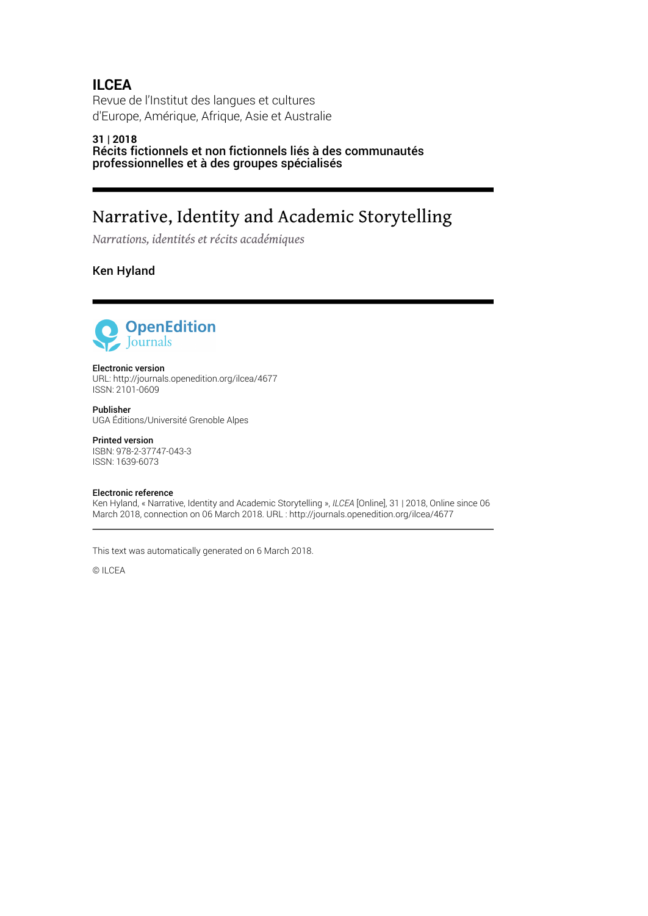**ILCEA**

Revue de l'Institut des langues et cultures d'Europe, Amérique, Afrique, Asie et Australie

**31 | 2018**
**Récits fictionnels et non fictionnels liés à des communautés professionnelles et à des groupes spécialisés**

# Narrative, Identity and Academic Storytelling

*Narrations, identités et récits académiques*

**Ken Hyland**

**Electronic version**
URL: http://journals.openedition.org/ilcea/4677
ISSN: 2101-0609

**Publisher**
UGA Éditions/Université Grenoble Alpes

**Printed version**
ISBN: 978-2-37747-043-3
ISSN: 1639-6073

**Electronic reference**
Ken Hyland, « Narrative, Identity and Academic Storytelling », *ILCEA* [Online], 31 | 2018, Online since 06 March 2018, connection on 06 March 2018. URL : http://journals.openedition.org/ilcea/4677

This text was automatically generated on 6 March 2018.

© ILCEA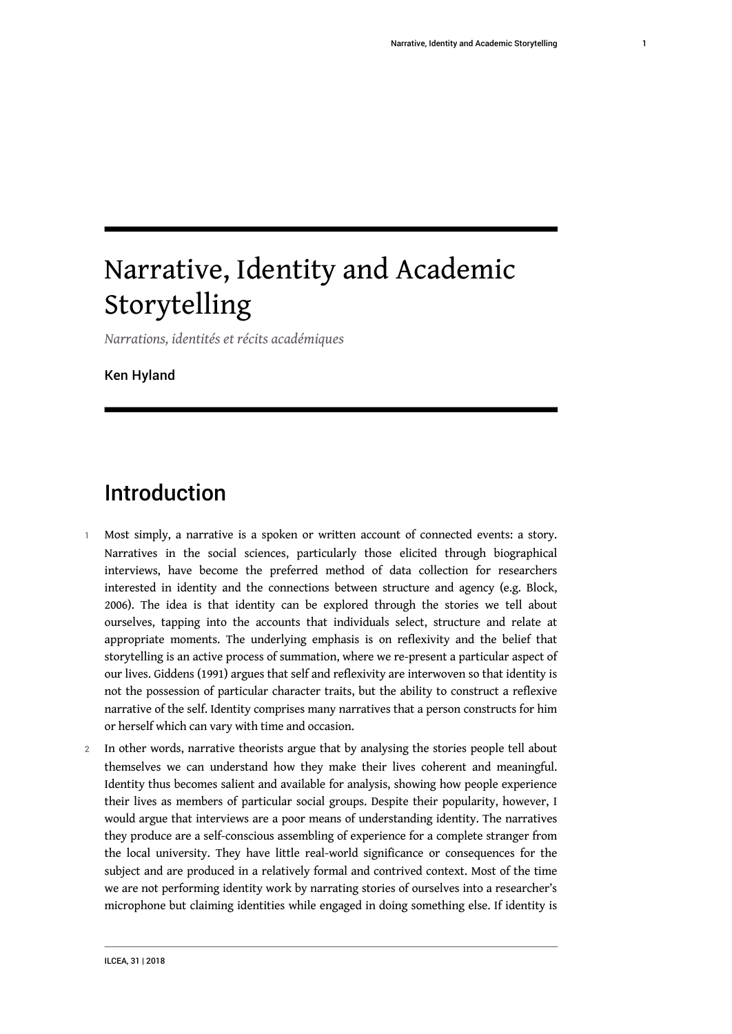# Narrative, Identity and Academic Storytelling

*Narrations, identités et récits académiques*

Ken Hyland

## Introduction

1 Most simply, a narrative is a spoken or written account of connected events: a story. Narratives in the social sciences, particularly those elicited through biographical interviews, have become the preferred method of data collection for researchers interested in identity and the connections between structure and agency (e.g. Block, 2006). The idea is that identity can be explored through the stories we tell about ourselves, tapping into the accounts that individuals select, structure and relate at appropriate moments. The underlying emphasis is on reflexivity and the belief that storytelling is an active process of summation, where we re-present a particular aspect of our lives. Giddens (1991) argues that self and reflexivity are interwoven so that identity is not the possession of particular character traits, but the ability to construct a reflexive narrative of the self. Identity comprises many narratives that a person constructs for him or herself which can vary with time and occasion.

2 In other words, narrative theorists argue that by analysing the stories people tell about themselves we can understand how they make their lives coherent and meaningful. Identity thus becomes salient and available for analysis, showing how people experience their lives as members of particular social groups. Despite their popularity, however, I would argue that interviews are a poor means of understanding identity. The narratives they produce are a self-conscious assembling of experience for a complete stranger from the local university. They have little real-world significance or consequences for the subject and are produced in a relatively formal and contrived context. Most of the time we are not performing identity work by narrating stories of ourselves into a researcher's microphone but claiming identities while engaged in doing something else. If identity is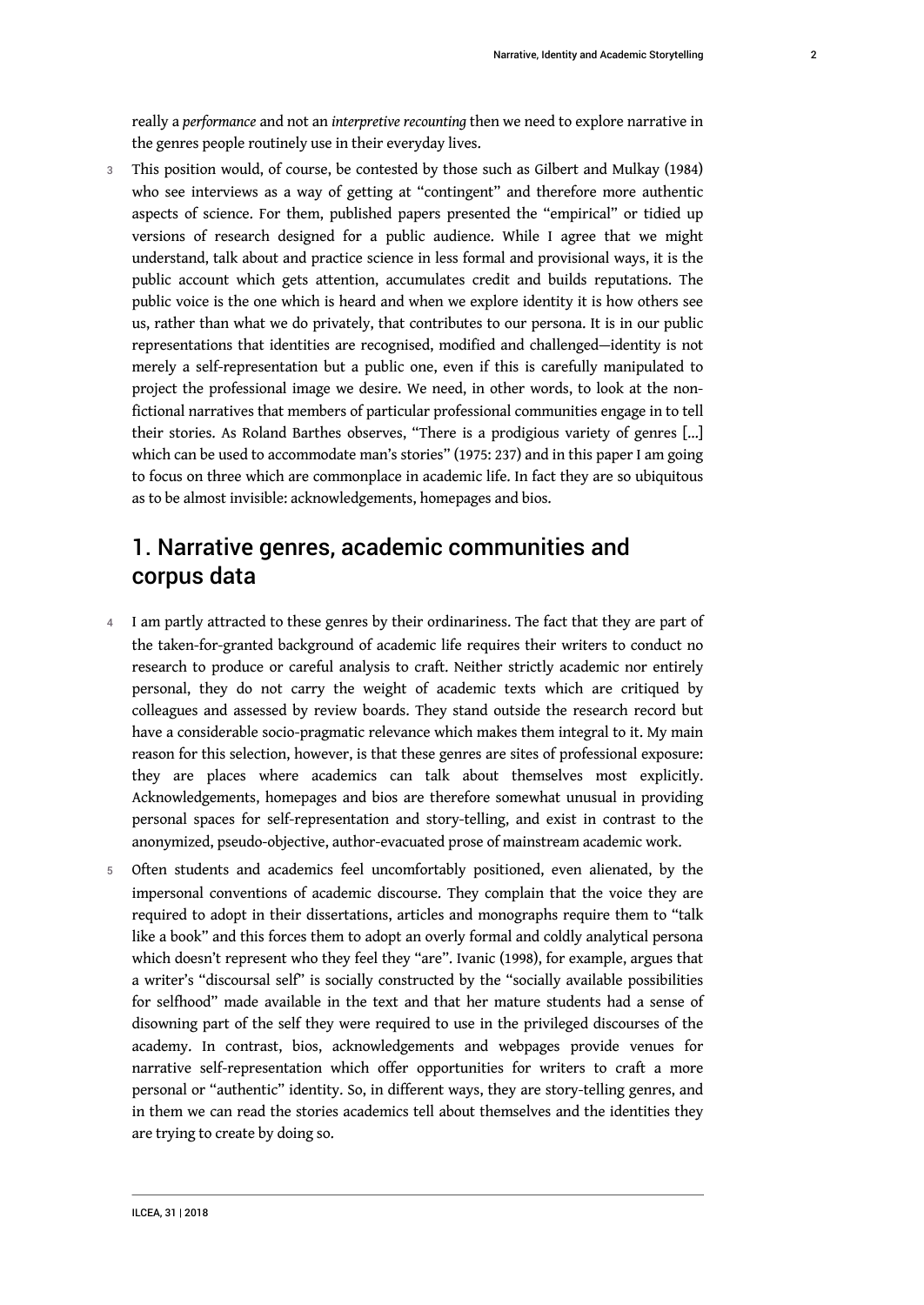really a *performance* and not an *interpretive recounting* then we need to explore narrative in the genres people routinely use in their everyday lives.

3 This position would, of course, be contested by those such as Gilbert and Mulkay (1984) who see interviews as a way of getting at "contingent" and therefore more authentic aspects of science. For them, published papers presented the "empirical" or tidied up versions of research designed for a public audience. While I agree that we might understand, talk about and practice science in less formal and provisional ways, it is the public account which gets attention, accumulates credit and builds reputations. The public voice is the one which is heard and when we explore identity it is how others see us, rather than what we do privately, that contributes to our persona. It is in our public representations that identities are recognised, modified and challenged—identity is not merely a self-representation but a public one, even if this is carefully manipulated to project the professional image we desire. We need, in other words, to look at the non-fictional narratives that members of particular professional communities engage in to tell their stories. As Roland Barthes observes, "There is a prodigious variety of genres [...] which can be used to accommodate man's stories" (1975: 237) and in this paper I am going to focus on three which are commonplace in academic life. In fact they are so ubiquitous as to be almost invisible: acknowledgements, homepages and bios.

## 1. Narrative genres, academic communities and corpus data

4 I am partly attracted to these genres by their ordinariness. The fact that they are part of the taken-for-granted background of academic life requires their writers to conduct no research to produce or careful analysis to craft. Neither strictly academic nor entirely personal, they do not carry the weight of academic texts which are critiqued by colleagues and assessed by review boards. They stand outside the research record but have a considerable socio-pragmatic relevance which makes them integral to it. My main reason for this selection, however, is that these genres are sites of professional exposure: they are places where academics can talk about themselves most explicitly. Acknowledgements, homepages and bios are therefore somewhat unusual in providing personal spaces for self-representation and story-telling, and exist in contrast to the anonymized, pseudo-objective, author-evacuated prose of mainstream academic work.

5 Often students and academics feel uncomfortably positioned, even alienated, by the impersonal conventions of academic discourse. They complain that the voice they are required to adopt in their dissertations, articles and monographs require them to "talk like a book" and this forces them to adopt an overly formal and coldly analytical persona which doesn't represent who they feel they "are". Ivanic (1998), for example, argues that a writer's "discoursal self" is socially constructed by the "socially available possibilities for selfhood" made available in the text and that her mature students had a sense of disowning part of the self they were required to use in the privileged discourses of the academy. In contrast, bios, acknowledgements and webpages provide venues for narrative self-representation which offer opportunities for writers to craft a more personal or "authentic" identity. So, in different ways, they are story-telling genres, and in them we can read the stories academics tell about themselves and the identities they are trying to create by doing so.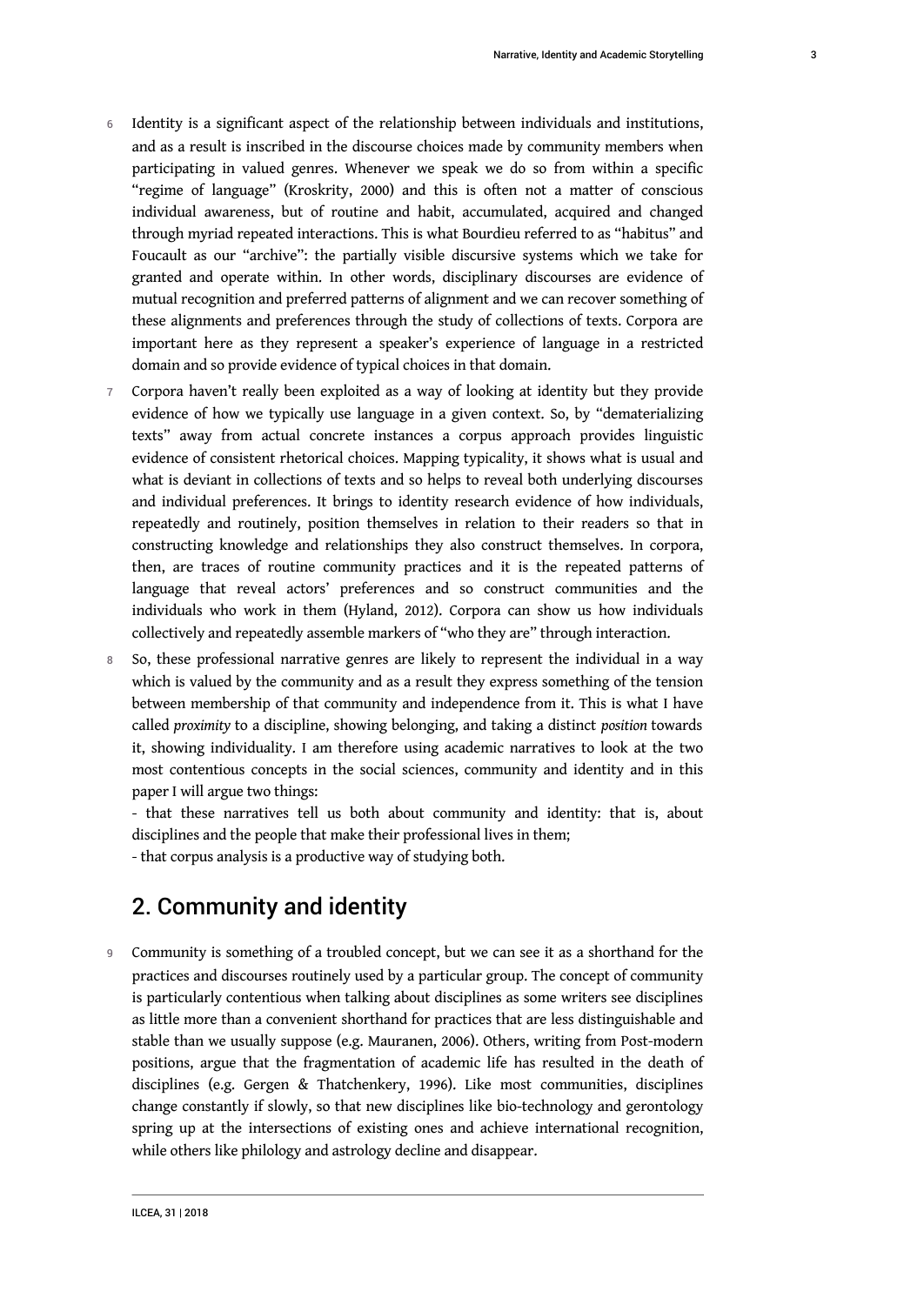6 Identity is a significant aspect of the relationship between individuals and institutions, and as a result is inscribed in the discourse choices made by community members when participating in valued genres. Whenever we speak we do so from within a specific "regime of language" (Kroskrity, 2000) and this is often not a matter of conscious individual awareness, but of routine and habit, accumulated, acquired and changed through myriad repeated interactions. This is what Bourdieu referred to as "habitus" and Foucault as our "archive": the partially visible discursive systems which we take for granted and operate within. In other words, disciplinary discourses are evidence of mutual recognition and preferred patterns of alignment and we can recover something of these alignments and preferences through the study of collections of texts. Corpora are important here as they represent a speaker's experience of language in a restricted domain and so provide evidence of typical choices in that domain.

7 Corpora haven't really been exploited as a way of looking at identity but they provide evidence of how we typically use language in a given context. So, by "dematerializing texts" away from actual concrete instances a corpus approach provides linguistic evidence of consistent rhetorical choices. Mapping typicality, it shows what is usual and what is deviant in collections of texts and so helps to reveal both underlying discourses and individual preferences. It brings to identity research evidence of how individuals, repeatedly and routinely, position themselves in relation to their readers so that in constructing knowledge and relationships they also construct themselves. In corpora, then, are traces of routine community practices and it is the repeated patterns of language that reveal actors' preferences and so construct communities and the individuals who work in them (Hyland, 2012). Corpora can show us how individuals collectively and repeatedly assemble markers of "who they are" through interaction.

8 So, these professional narrative genres are likely to represent the individual in a way which is valued by the community and as a result they express something of the tension between membership of that community and independence from it. This is what I have called *proximity* to a discipline, showing belonging, and taking a distinct *position* towards it, showing individuality. I am therefore using academic narratives to look at the two most contentious concepts in the social sciences, community and identity and in this paper I will argue two things:

- that these narratives tell us both about community and identity: that is, about disciplines and the people that make their professional lives in them;
- that corpus analysis is a productive way of studying both.

## 2. Community and identity

9 Community is something of a troubled concept, but we can see it as a shorthand for the practices and discourses routinely used by a particular group. The concept of community is particularly contentious when talking about disciplines as some writers see disciplines as little more than a convenient shorthand for practices that are less distinguishable and stable than we usually suppose (e.g. Mauranen, 2006). Others, writing from Post-modern positions, argue that the fragmentation of academic life has resulted in the death of disciplines (e.g. Gergen & Thatchenkery, 1996). Like most communities, disciplines change constantly if slowly, so that new disciplines like bio-technology and gerontology spring up at the intersections of existing ones and achieve international recognition, while others like philology and astrology decline and disappear.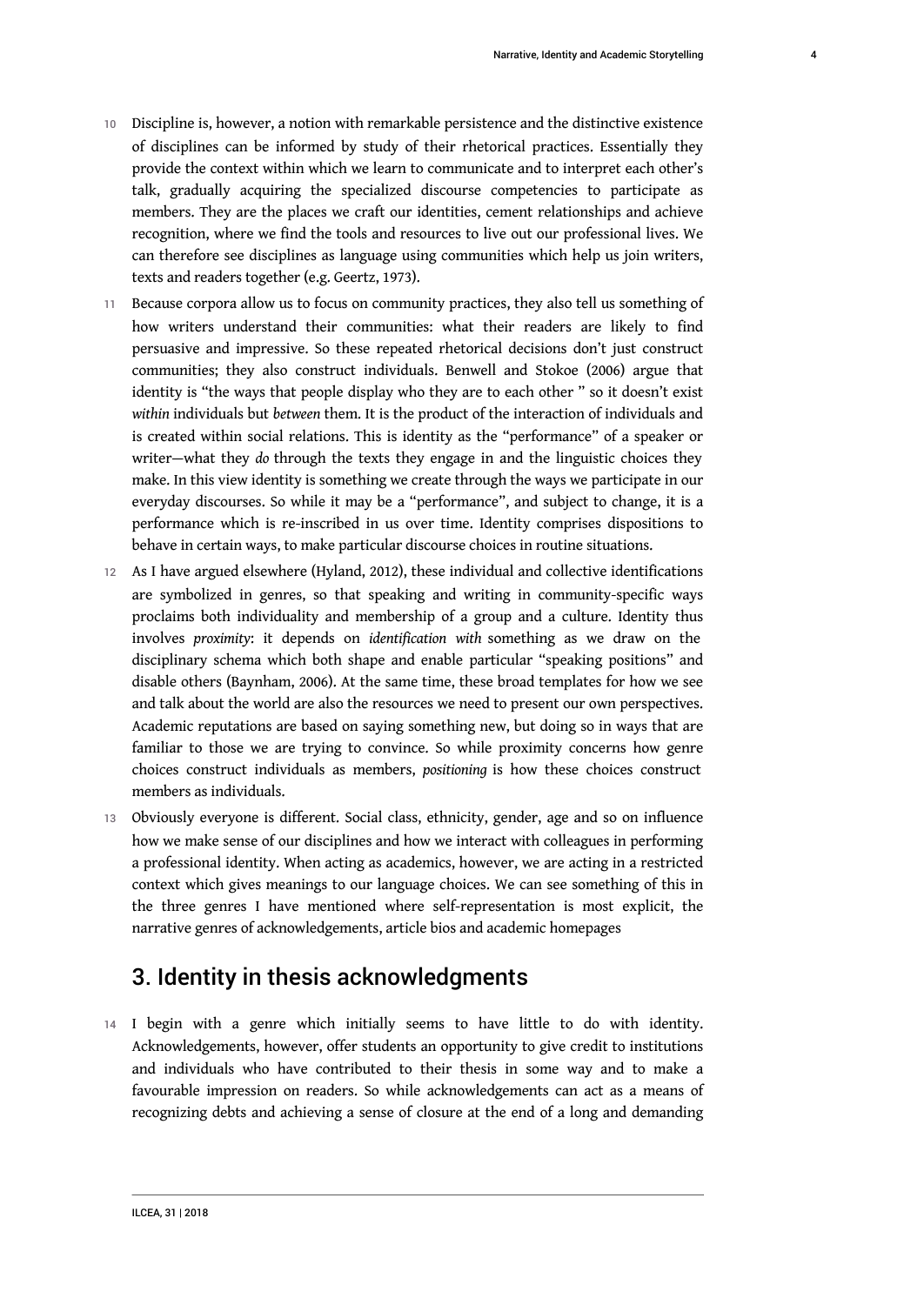10 Discipline is, however, a notion with remarkable persistence and the distinctive existence of disciplines can be informed by study of their rhetorical practices. Essentially they provide the context within which we learn to communicate and to interpret each other's talk, gradually acquiring the specialized discourse competencies to participate as members. They are the places we craft our identities, cement relationships and achieve recognition, where we find the tools and resources to live out our professional lives. We can therefore see disciplines as language using communities which help us join writers, texts and readers together (e.g. Geertz, 1973).

11 Because corpora allow us to focus on community practices, they also tell us something of how writers understand their communities: what their readers are likely to find persuasive and impressive. So these repeated rhetorical decisions don't just construct communities; they also construct individuals. Benwell and Stokoe (2006) argue that identity is "the ways that people display who they are to each other " so it doesn't exist *within* individuals but *between* them. It is the product of the interaction of individuals and is created within social relations. This is identity as the "performance" of a speaker or writer—what they *do* through the texts they engage in and the linguistic choices they make. In this view identity is something we create through the ways we participate in our everyday discourses. So while it may be a "performance", and subject to change, it is a performance which is re-inscribed in us over time. Identity comprises dispositions to behave in certain ways, to make particular discourse choices in routine situations.

12 As I have argued elsewhere (Hyland, 2012), these individual and collective identifications are symbolized in genres, so that speaking and writing in community-specific ways proclaims both individuality and membership of a group and a culture. Identity thus involves *proximity*: it depends on *identification with* something as we draw on the disciplinary schema which both shape and enable particular "speaking positions" and disable others (Baynham, 2006). At the same time, these broad templates for how we see and talk about the world are also the resources we need to present our own perspectives. Academic reputations are based on saying something new, but doing so in ways that are familiar to those we are trying to convince. So while proximity concerns how genre choices construct individuals as members, *positioning* is how these choices construct members as individuals.

13 Obviously everyone is different. Social class, ethnicity, gender, age and so on influence how we make sense of our disciplines and how we interact with colleagues in performing a professional identity. When acting as academics, however, we are acting in a restricted context which gives meanings to our language choices. We can see something of this in the three genres I have mentioned where self-representation is most explicit, the narrative genres of acknowledgements, article bios and academic homepages

## 3. Identity in thesis acknowledgments

14 I begin with a genre which initially seems to have little to do with identity. Acknowledgements, however, offer students an opportunity to give credit to institutions and individuals who have contributed to their thesis in some way and to make a favourable impression on readers. So while acknowledgements can act as a means of recognizing debts and achieving a sense of closure at the end of a long and demanding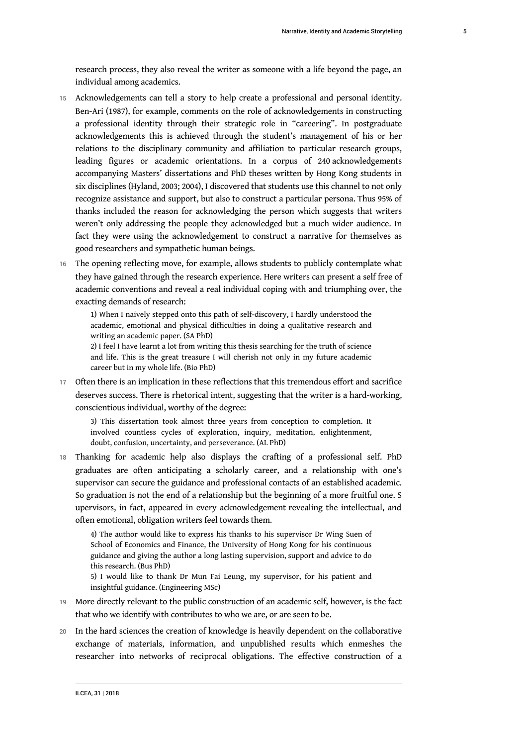research process, they also reveal the writer as someone with a life beyond the page, an individual among academics.

15 Acknowledgements can tell a story to help create a professional and personal identity. Ben-Ari (1987), for example, comments on the role of acknowledgements in constructing a professional identity through their strategic role in "careering". In postgraduate acknowledgements this is achieved through the student's management of his or her relations to the disciplinary community and affiliation to particular research groups, leading figures or academic orientations. In a corpus of 240 acknowledgements accompanying Masters' dissertations and PhD theses written by Hong Kong students in six disciplines (Hyland, 2003; 2004), I discovered that students use this channel to not only recognize assistance and support, but also to construct a particular persona. Thus 95% of thanks included the reason for acknowledging the person which suggests that writers weren't only addressing the people they acknowledged but a much wider audience. In fact they were using the acknowledgement to construct a narrative for themselves as good researchers and sympathetic human beings.

16 The opening reflecting move, for example, allows students to publicly contemplate what they have gained through the research experience. Here writers can present a self free of academic conventions and reveal a real individual coping with and triumphing over, the exacting demands of research:

> 1) When I naively stepped onto this path of self-discovery, I hardly understood the academic, emotional and physical difficulties in doing a qualitative research and writing an academic paper. (SA PhD)
>
> 2) I feel I have learnt a lot from writing this thesis searching for the truth of science and life. This is the great treasure I will cherish not only in my future academic career but in my whole life. (Bio PhD)

17 Often there is an implication in these reflections that this tremendous effort and sacrifice deserves success. There is rhetorical intent, suggesting that the writer is a hard-working, conscientious individual, worthy of the degree:

> 3) This dissertation took almost three years from conception to completion. It involved countless cycles of exploration, inquiry, meditation, enlightenment, doubt, confusion, uncertainty, and perseverance. (AL PhD)

18 Thanking for academic help also displays the crafting of a professional self. PhD graduates are often anticipating a scholarly career, and a relationship with one's supervisor can secure the guidance and professional contacts of an established academic. So graduation is not the end of a relationship but the beginning of a more fruitful one. S upervisors, in fact, appeared in every acknowledgement revealing the intellectual, and often emotional, obligation writers feel towards them.

> 4) The author would like to express his thanks to his supervisor Dr Wing Suen of School of Economics and Finance, the University of Hong Kong for his continuous guidance and giving the author a long lasting supervision, support and advice to do this research. (Bus PhD)
>
> 5) I would like to thank Dr Mun Fai Leung, my supervisor, for his patient and insightful guidance. (Engineering MSc)

19 More directly relevant to the public construction of an academic self, however, is the fact that who we identify with contributes to who we are, or are seen to be.

20 In the hard sciences the creation of knowledge is heavily dependent on the collaborative exchange of materials, information, and unpublished results which enmeshes the researcher into networks of reciprocal obligations. The effective construction of a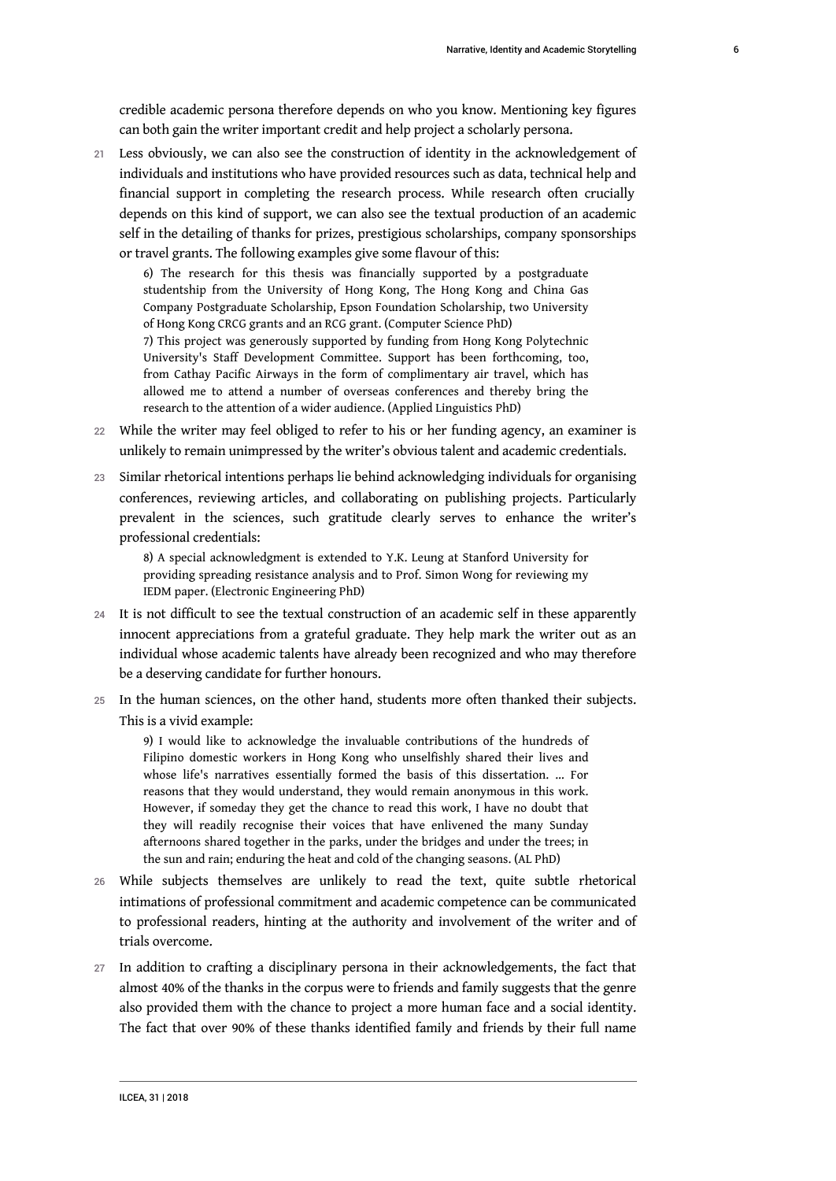credible academic persona therefore depends on who you know. Mentioning key figures can both gain the writer important credit and help project a scholarly persona.

21 Less obviously, we can also see the construction of identity in the acknowledgement of individuals and institutions who have provided resources such as data, technical help and financial support in completing the research process. While research often crucially depends on this kind of support, we can also see the textual production of an academic self in the detailing of thanks for prizes, prestigious scholarships, company sponsorships or travel grants. The following examples give some flavour of this:

> 6) The research for this thesis was financially supported by a postgraduate studentship from the University of Hong Kong, The Hong Kong and China Gas Company Postgraduate Scholarship, Epson Foundation Scholarship, two University of Hong Kong CRCG grants and an RCG grant. (Computer Science PhD)
>
> 7) This project was generously supported by funding from Hong Kong Polytechnic University's Staff Development Committee. Support has been forthcoming, too, from Cathay Pacific Airways in the form of complimentary air travel, which has allowed me to attend a number of overseas conferences and thereby bring the research to the attention of a wider audience. (Applied Linguistics PhD)

22 While the writer may feel obliged to refer to his or her funding agency, an examiner is unlikely to remain unimpressed by the writer's obvious talent and academic credentials.

23 Similar rhetorical intentions perhaps lie behind acknowledging individuals for organising conferences, reviewing articles, and collaborating on publishing projects. Particularly prevalent in the sciences, such gratitude clearly serves to enhance the writer's professional credentials:

> 8) A special acknowledgment is extended to Y.K. Leung at Stanford University for providing spreading resistance analysis and to Prof. Simon Wong for reviewing my IEDM paper. (Electronic Engineering PhD)

24 It is not difficult to see the textual construction of an academic self in these apparently innocent appreciations from a grateful graduate. They help mark the writer out as an individual whose academic talents have already been recognized and who may therefore be a deserving candidate for further honours.

25 In the human sciences, on the other hand, students more often thanked their subjects. This is a vivid example:

> 9) I would like to acknowledge the invaluable contributions of the hundreds of Filipino domestic workers in Hong Kong who unselfishly shared their lives and whose life's narratives essentially formed the basis of this dissertation. ... For reasons that they would understand, they would remain anonymous in this work. However, if someday they get the chance to read this work, I have no doubt that they will readily recognise their voices that have enlivened the many Sunday afternoons shared together in the parks, under the bridges and under the trees; in the sun and rain; enduring the heat and cold of the changing seasons. (AL PhD)

26 While subjects themselves are unlikely to read the text, quite subtle rhetorical intimations of professional commitment and academic competence can be communicated to professional readers, hinting at the authority and involvement of the writer and of trials overcome.

27 In addition to crafting a disciplinary persona in their acknowledgements, the fact that almost 40% of the thanks in the corpus were to friends and family suggests that the genre also provided them with the chance to project a more human face and a social identity. The fact that over 90% of these thanks identified family and friends by their full name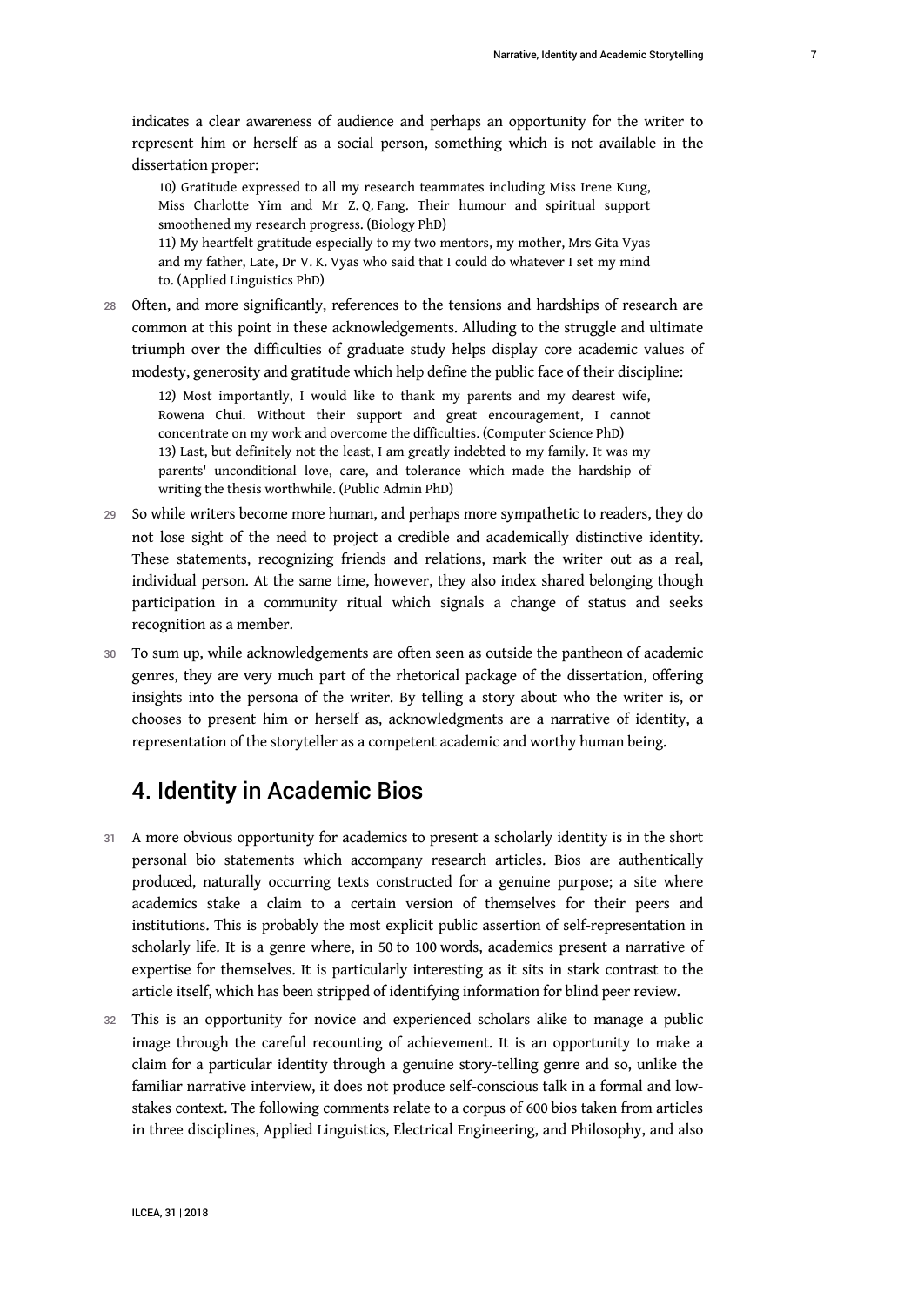indicates a clear awareness of audience and perhaps an opportunity for the writer to represent him or herself as a social person, something which is not available in the dissertation proper:

> 10) Gratitude expressed to all my research teammates including Miss Irene Kung, Miss Charlotte Yim and Mr Z. Q. Fang. Their humour and spiritual support smoothened my research progress. (Biology PhD)
>
> 11) My heartfelt gratitude especially to my two mentors, my mother, Mrs Gita Vyas and my father, Late, Dr V. K. Vyas who said that I could do whatever I set my mind to. (Applied Linguistics PhD)

28 Often, and more significantly, references to the tensions and hardships of research are common at this point in these acknowledgements. Alluding to the struggle and ultimate triumph over the difficulties of graduate study helps display core academic values of modesty, generosity and gratitude which help define the public face of their discipline:

> 12) Most importantly, I would like to thank my parents and my dearest wife, Rowena Chui. Without their support and great encouragement, I cannot concentrate on my work and overcome the difficulties. (Computer Science PhD)
>
> 13) Last, but definitely not the least, I am greatly indebted to my family. It was my parents' unconditional love, care, and tolerance which made the hardship of writing the thesis worthwhile. (Public Admin PhD)

29 So while writers become more human, and perhaps more sympathetic to readers, they do not lose sight of the need to project a credible and academically distinctive identity. These statements, recognizing friends and relations, mark the writer out as a real, individual person. At the same time, however, they also index shared belonging though participation in a community ritual which signals a change of status and seeks recognition as a member.

30 To sum up, while acknowledgements are often seen as outside the pantheon of academic genres, they are very much part of the rhetorical package of the dissertation, offering insights into the persona of the writer. By telling a story about who the writer is, or chooses to present him or herself as, acknowledgments are a narrative of identity, a representation of the storyteller as a competent academic and worthy human being.

## 4. Identity in Academic Bios

31 A more obvious opportunity for academics to present a scholarly identity is in the short personal bio statements which accompany research articles. Bios are authentically produced, naturally occurring texts constructed for a genuine purpose; a site where academics stake a claim to a certain version of themselves for their peers and institutions. This is probably the most explicit public assertion of self-representation in scholarly life. It is a genre where, in 50 to 100 words, academics present a narrative of expertise for themselves. It is particularly interesting as it sits in stark contrast to the article itself, which has been stripped of identifying information for blind peer review.

32 This is an opportunity for novice and experienced scholars alike to manage a public image through the careful recounting of achievement. It is an opportunity to make a claim for a particular identity through a genuine story-telling genre and so, unlike the familiar narrative interview, it does not produce self-conscious talk in a formal and low-stakes context. The following comments relate to a corpus of 600 bios taken from articles in three disciplines, Applied Linguistics, Electrical Engineering, and Philosophy, and also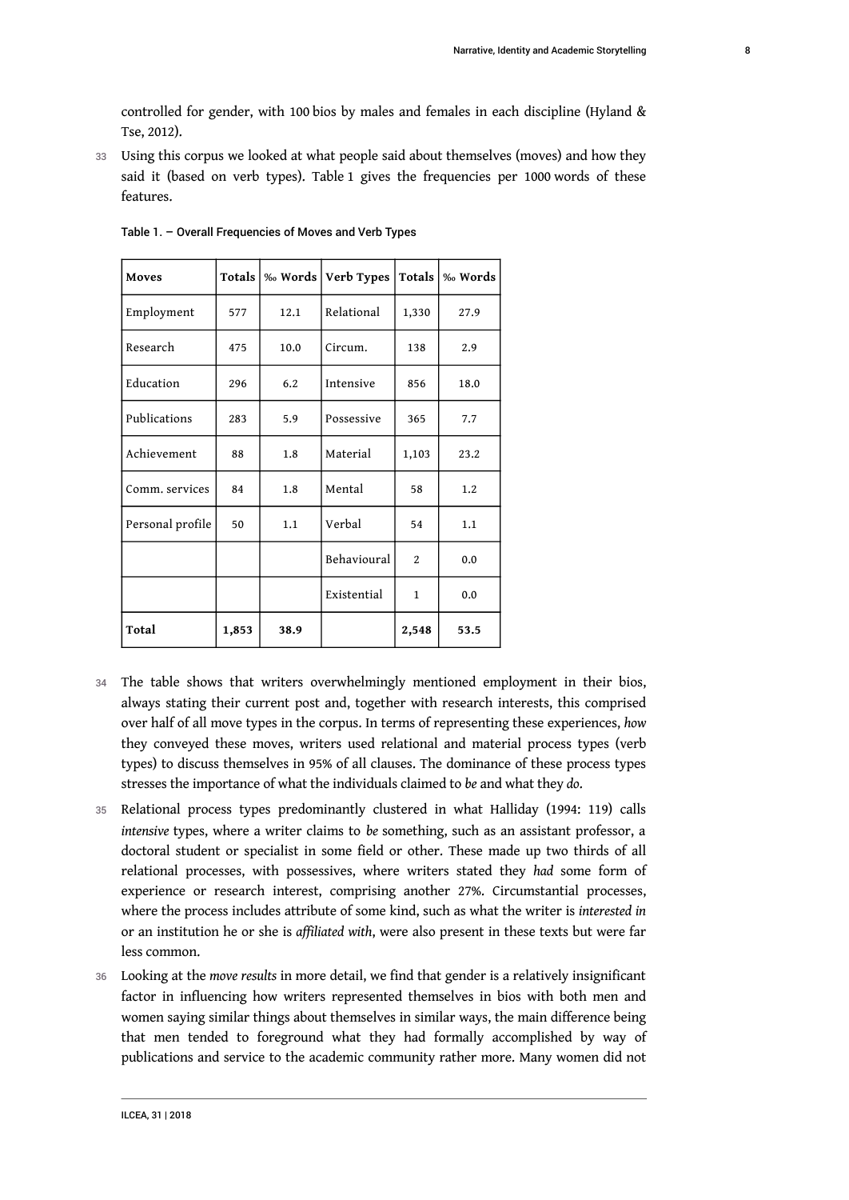controlled for gender, with 100 bios by males and females in each discipline (Hyland & Tse, 2012).

33 Using this corpus we looked at what people said about themselves (moves) and how they said it (based on verb types). Table 1 gives the frequencies per 1000 words of these features.

Table 1. – Overall Frequencies of Moves and Verb Types

| **Moves** | **Totals** | **‰ Words** | **Verb Types** | **Totals** | **‰ Words** |
|---|---|---|---|---|---|
| Employment | 577 | 12.1 | Relational | 1,330 | 27.9 |
| Research | 475 | 10.0 | Circum. | 138 | 2.9 |
| Education | 296 | 6.2 | Intensive | 856 | 18.0 |
| Publications | 283 | 5.9 | Possessive | 365 | 7.7 |
| Achievement | 88 | 1.8 | Material | 1,103 | 23.2 |
| Comm. services | 84 | 1.8 | Mental | 58 | 1.2 |
| Personal profile | 50 | 1.1 | Verbal | 54 | 1.1 |
| | | | Behavioural | 2 | 0.0 |
| | | | Existential | 1 | 0.0 |
| **Total** | **1,853** | **38.9** | | **2,548** | **53.5** |

34 The table shows that writers overwhelmingly mentioned employment in their bios, always stating their current post and, together with research interests, this comprised over half of all move types in the corpus. In terms of representing these experiences, *how* they conveyed these moves, writers used relational and material process types (verb types) to discuss themselves in 95% of all clauses. The dominance of these process types stresses the importance of what the individuals claimed to *be* and what they *do*.

35 Relational process types predominantly clustered in what Halliday (1994: 119) calls *intensive* types, where a writer claims to *be* something, such as an assistant professor, a doctoral student or specialist in some field or other. These made up two thirds of all relational processes, with possessives, where writers stated they *had* some form of experience or research interest, comprising another 27%. Circumstantial processes, where the process includes attribute of some kind, such as what the writer is *interested in* or an institution he or she is *affiliated with*, were also present in these texts but were far less common.

36 Looking at the *move results* in more detail, we find that gender is a relatively insignificant factor in influencing how writers represented themselves in bios with both men and women saying similar things about themselves in similar ways, the main difference being that men tended to foreground what they had formally accomplished by way of publications and service to the academic community rather more. Many women did not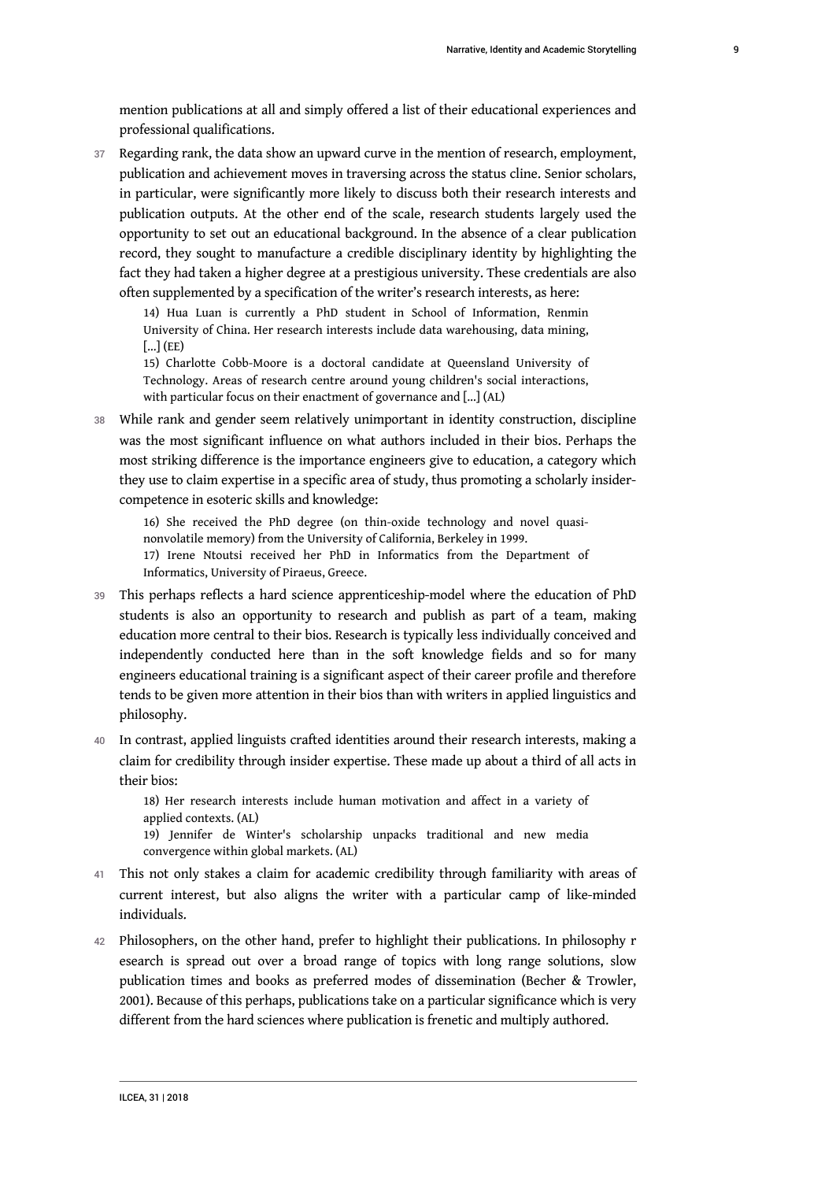mention publications at all and simply offered a list of their educational experiences and professional qualifications.

37 Regarding rank, the data show an upward curve in the mention of research, employment, publication and achievement moves in traversing across the status cline. Senior scholars, in particular, were significantly more likely to discuss both their research interests and publication outputs. At the other end of the scale, research students largely used the opportunity to set out an educational background. In the absence of a clear publication record, they sought to manufacture a credible disciplinary identity by highlighting the fact they had taken a higher degree at a prestigious university. These credentials are also often supplemented by a specification of the writer's research interests, as here:

> 14) Hua Luan is currently a PhD student in School of Information, Renmin University of China. Her research interests include data warehousing, data mining, [...] (EE)
>
> 15) Charlotte Cobb-Moore is a doctoral candidate at Queensland University of Technology. Areas of research centre around young children's social interactions, with particular focus on their enactment of governance and [...] (AL)

38 While rank and gender seem relatively unimportant in identity construction, discipline was the most significant influence on what authors included in their bios. Perhaps the most striking difference is the importance engineers give to education, a category which they use to claim expertise in a specific area of study, thus promoting a scholarly insider-competence in esoteric skills and knowledge:

> 16) She received the PhD degree (on thin-oxide technology and novel quasi-nonvolatile memory) from the University of California, Berkeley in 1999.
>
> 17) Irene Ntoutsi received her PhD in Informatics from the Department of Informatics, University of Piraeus, Greece.

39 This perhaps reflects a hard science apprenticeship-model where the education of PhD students is also an opportunity to research and publish as part of a team, making education more central to their bios. Research is typically less individually conceived and independently conducted here than in the soft knowledge fields and so for many engineers educational training is a significant aspect of their career profile and therefore tends to be given more attention in their bios than with writers in applied linguistics and philosophy.

40 In contrast, applied linguists crafted identities around their research interests, making a claim for credibility through insider expertise. These made up about a third of all acts in their bios:

> 18) Her research interests include human motivation and affect in a variety of applied contexts. (AL)
>
> 19) Jennifer de Winter's scholarship unpacks traditional and new media convergence within global markets. (AL)

41 This not only stakes a claim for academic credibility through familiarity with areas of current interest, but also aligns the writer with a particular camp of like-minded individuals.

42 Philosophers, on the other hand, prefer to highlight their publications. In philosophy r esearch is spread out over a broad range of topics with long range solutions, slow publication times and books as preferred modes of dissemination (Becher & Trowler, 2001). Because of this perhaps, publications take on a particular significance which is very different from the hard sciences where publication is frenetic and multiply authored.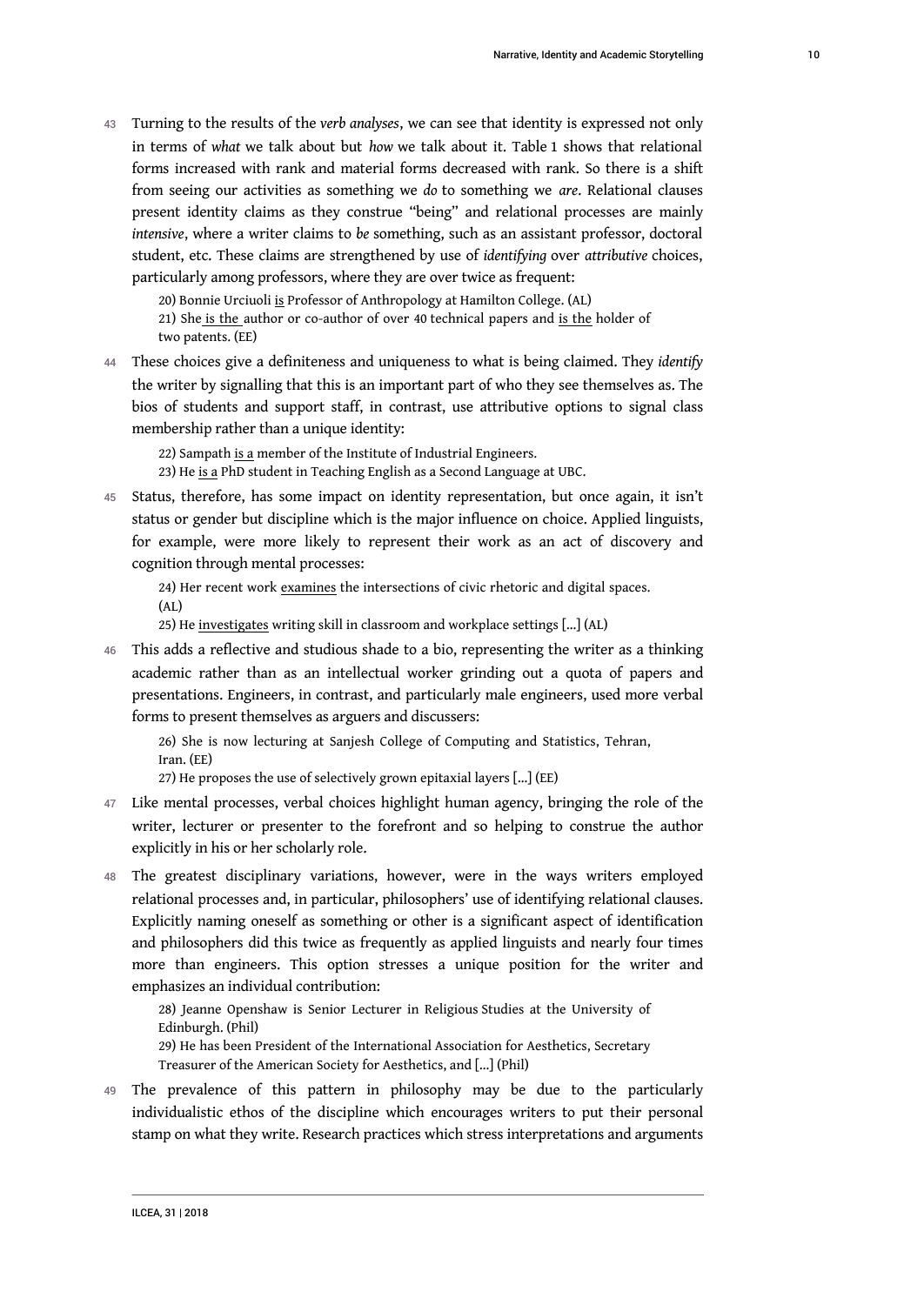43 Turning to the results of the *verb analyses*, we can see that identity is expressed not only in terms of *what* we talk about but *how* we talk about it. Table 1 shows that relational forms increased with rank and material forms decreased with rank. So there is a shift from seeing our activities as something we *do* to something we *are*. Relational clauses present identity claims as they construe "being" and relational processes are mainly *intensive*, where a writer claims to *be* something, such as an assistant professor, doctoral student, etc. These claims are strengthened by use of *identifying* over *attributive* choices, particularly among professors, where they are over twice as frequent:

> 20) Bonnie Urciuoli <u>is</u> Professor of Anthropology at Hamilton College. (AL)
> 21) She <u>is the</u> author or co-author of over 40 technical papers and <u>is the</u> holder of two patents. (EE)

44 These choices give a definiteness and uniqueness to what is being claimed. They *identify* the writer by signalling that this is an important part of who they see themselves as. The bios of students and support staff, in contrast, use attributive options to signal class membership rather than a unique identity:

> 22) Sampath <u>is a</u> member of the Institute of Industrial Engineers.
> 23) He <u>is a</u> PhD student in Teaching English as a Second Language at UBC.

45 Status, therefore, has some impact on identity representation, but once again, it isn't status or gender but discipline which is the major influence on choice. Applied linguists, for example, were more likely to represent their work as an act of discovery and cognition through mental processes:

> 24) Her recent work <u>examines</u> the intersections of civic rhetoric and digital spaces. (AL)
> 25) He <u>investigates</u> writing skill in classroom and workplace settings [...] (AL)

46 This adds a reflective and studious shade to a bio, representing the writer as a thinking academic rather than as an intellectual worker grinding out a quota of papers and presentations. Engineers, in contrast, and particularly male engineers, used more verbal forms to present themselves as arguers and discussers:

> 26) She is now lecturing at Sanjesh College of Computing and Statistics, Tehran, Iran. (EE)
> 27) He proposes the use of selectively grown epitaxial layers [...] (EE)

47 Like mental processes, verbal choices highlight human agency, bringing the role of the writer, lecturer or presenter to the forefront and so helping to construe the author explicitly in his or her scholarly role.

48 The greatest disciplinary variations, however, were in the ways writers employed relational processes and, in particular, philosophers' use of identifying relational clauses. Explicitly naming oneself as something or other is a significant aspect of identification and philosophers did this twice as frequently as applied linguists and nearly four times more than engineers. This option stresses a unique position for the writer and emphasizes an individual contribution:

> 28) Jeanne Openshaw is Senior Lecturer in Religious Studies at the University of Edinburgh. (Phil)
> 29) He has been President of the International Association for Aesthetics, Secretary Treasurer of the American Society for Aesthetics, and [...] (Phil)

49 The prevalence of this pattern in philosophy may be due to the particularly individualistic ethos of the discipline which encourages writers to put their personal stamp on what they write. Research practices which stress interpretations and arguments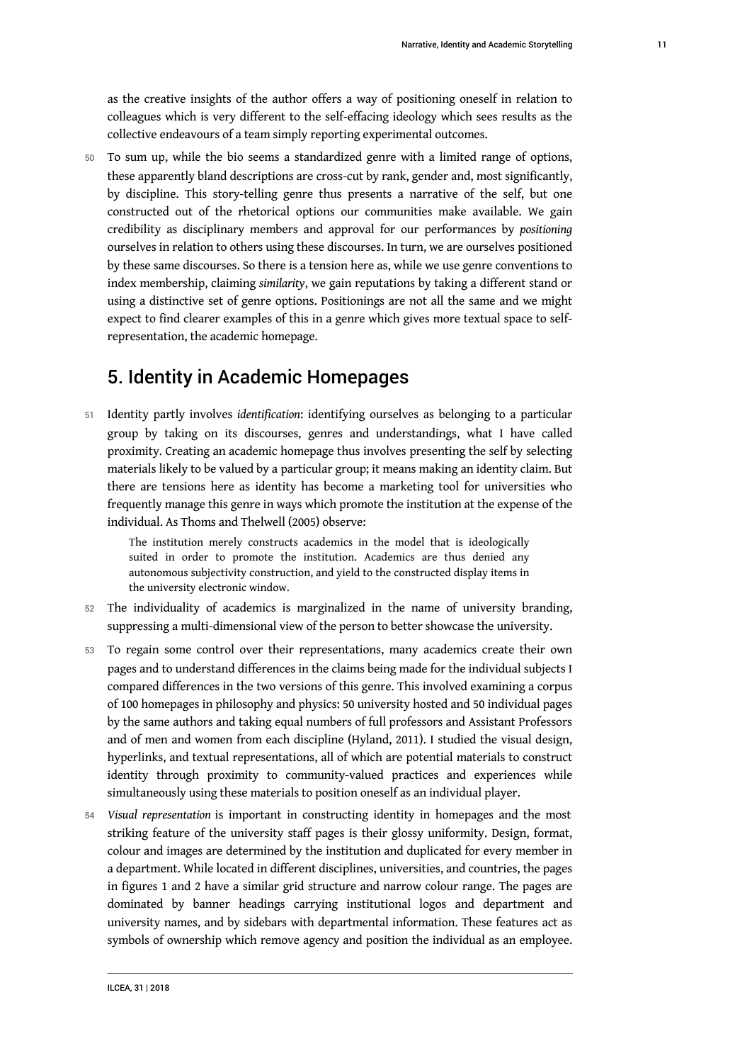as the creative insights of the author offers a way of positioning oneself in relation to colleagues which is very different to the self-effacing ideology which sees results as the collective endeavours of a team simply reporting experimental outcomes.

50 To sum up, while the bio seems a standardized genre with a limited range of options, these apparently bland descriptions are cross-cut by rank, gender and, most significantly, by discipline. This story-telling genre thus presents a narrative of the self, but one constructed out of the rhetorical options our communities make available. We gain credibility as disciplinary members and approval for our performances by *positioning* ourselves in relation to others using these discourses. In turn, we are ourselves positioned by these same discourses. So there is a tension here as, while we use genre conventions to index membership, claiming *similarity*, we gain reputations by taking a different stand or using a distinctive set of genre options. Positionings are not all the same and we might expect to find clearer examples of this in a genre which gives more textual space to self-representation, the academic homepage.

## 5. Identity in Academic Homepages

51 Identity partly involves *identification*: identifying ourselves as belonging to a particular group by taking on its discourses, genres and understandings, what I have called proximity. Creating an academic homepage thus involves presenting the self by selecting materials likely to be valued by a particular group; it means making an identity claim. But there are tensions here as identity has become a marketing tool for universities who frequently manage this genre in ways which promote the institution at the expense of the individual. As Thoms and Thelwell (2005) observe:

> The institution merely constructs academics in the model that is ideologically suited in order to promote the institution. Academics are thus denied any autonomous subjectivity construction, and yield to the constructed display items in the university electronic window.

52 The individuality of academics is marginalized in the name of university branding, suppressing a multi-dimensional view of the person to better showcase the university.

53 To regain some control over their representations, many academics create their own pages and to understand differences in the claims being made for the individual subjects I compared differences in the two versions of this genre. This involved examining a corpus of 100 homepages in philosophy and physics: 50 university hosted and 50 individual pages by the same authors and taking equal numbers of full professors and Assistant Professors and of men and women from each discipline (Hyland, 2011). I studied the visual design, hyperlinks, and textual representations, all of which are potential materials to construct identity through proximity to community-valued practices and experiences while simultaneously using these materials to position oneself as an individual player.

54 *Visual representation* is important in constructing identity in homepages and the most striking feature of the university staff pages is their glossy uniformity. Design, format, colour and images are determined by the institution and duplicated for every member in a department. While located in different disciplines, universities, and countries, the pages in figures 1 and 2 have a similar grid structure and narrow colour range. The pages are dominated by banner headings carrying institutional logos and department and university names, and by sidebars with departmental information. These features act as symbols of ownership which remove agency and position the individual as an employee.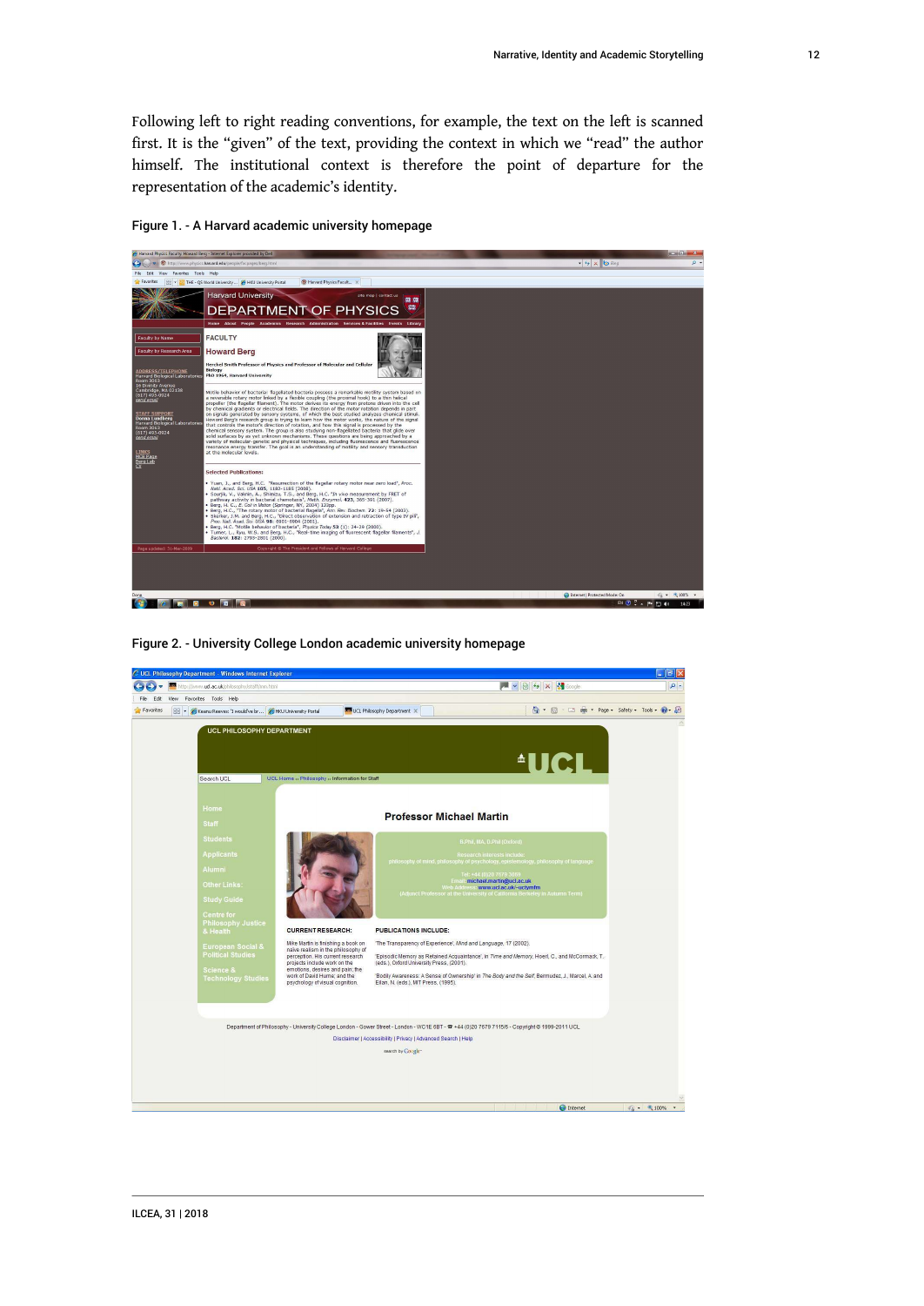Following left to right reading conventions, for example, the text on the left is scanned first. It is the "given" of the text, providing the context in which we "read" the author himself. The institutional context is therefore the point of departure for the representation of the academic's identity.

Figure 1. - A Harvard academic university homepage

Figure 2. - University College London academic university homepage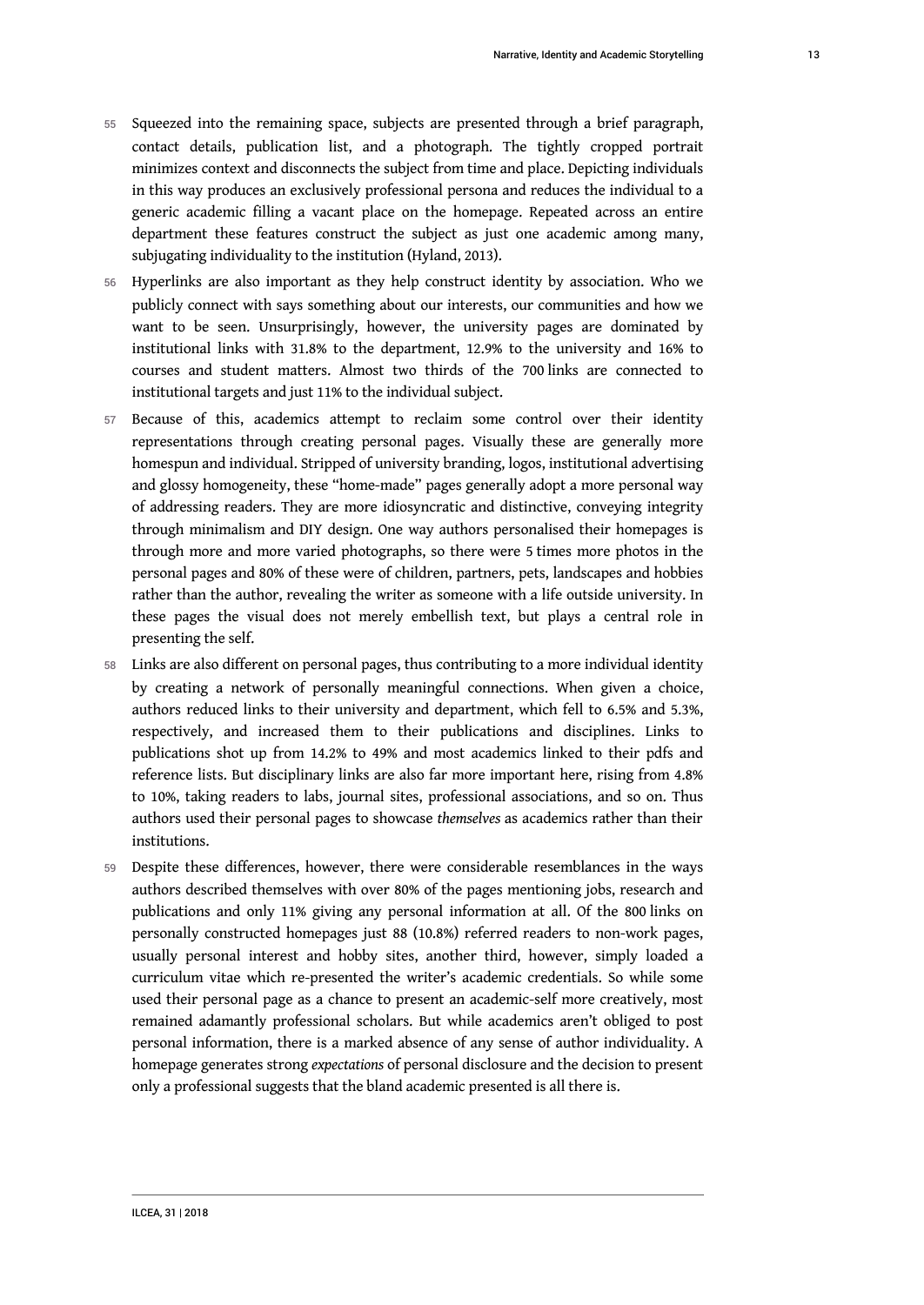55 Squeezed into the remaining space, subjects are presented through a brief paragraph, contact details, publication list, and a photograph. The tightly cropped portrait minimizes context and disconnects the subject from time and place. Depicting individuals in this way produces an exclusively professional persona and reduces the individual to a generic academic filling a vacant place on the homepage. Repeated across an entire department these features construct the subject as just one academic among many, subjugating individuality to the institution (Hyland, 2013).

56 Hyperlinks are also important as they help construct identity by association. Who we publicly connect with says something about our interests, our communities and how we want to be seen. Unsurprisingly, however, the university pages are dominated by institutional links with 31.8% to the department, 12.9% to the university and 16% to courses and student matters. Almost two thirds of the 700 links are connected to institutional targets and just 11% to the individual subject.

57 Because of this, academics attempt to reclaim some control over their identity representations through creating personal pages. Visually these are generally more homespun and individual. Stripped of university branding, logos, institutional advertising and glossy homogeneity, these "home-made" pages generally adopt a more personal way of addressing readers. They are more idiosyncratic and distinctive, conveying integrity through minimalism and DIY design. One way authors personalised their homepages is through more and more varied photographs, so there were 5 times more photos in the personal pages and 80% of these were of children, partners, pets, landscapes and hobbies rather than the author, revealing the writer as someone with a life outside university. In these pages the visual does not merely embellish text, but plays a central role in presenting the self.

58 Links are also different on personal pages, thus contributing to a more individual identity by creating a network of personally meaningful connections. When given a choice, authors reduced links to their university and department, which fell to 6.5% and 5.3%, respectively, and increased them to their publications and disciplines. Links to publications shot up from 14.2% to 49% and most academics linked to their pdfs and reference lists. But disciplinary links are also far more important here, rising from 4.8% to 10%, taking readers to labs, journal sites, professional associations, and so on. Thus authors used their personal pages to showcase *themselves* as academics rather than their institutions.

59 Despite these differences, however, there were considerable resemblances in the ways authors described themselves with over 80% of the pages mentioning jobs, research and publications and only 11% giving any personal information at all. Of the 800 links on personally constructed homepages just 88 (10.8%) referred readers to non-work pages, usually personal interest and hobby sites, another third, however, simply loaded a curriculum vitae which re-presented the writer's academic credentials. So while some used their personal page as a chance to present an academic-self more creatively, most remained adamantly professional scholars. But while academics aren't obliged to post personal information, there is a marked absence of any sense of author individuality. A homepage generates strong *expectations* of personal disclosure and the decision to present only a professional suggests that the bland academic presented is all there is.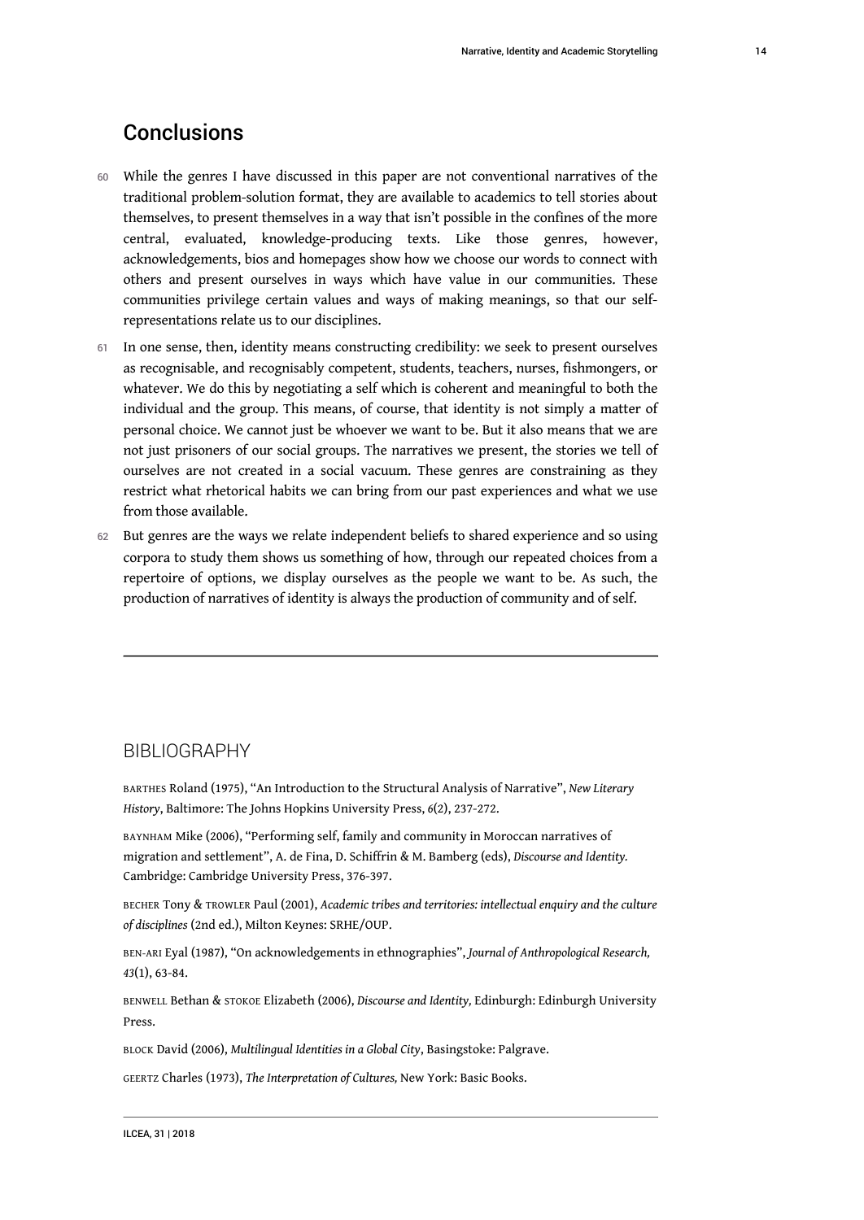## Conclusions

60 While the genres I have discussed in this paper are not conventional narratives of the traditional problem-solution format, they are available to academics to tell stories about themselves, to present themselves in a way that isn't possible in the confines of the more central, evaluated, knowledge-producing texts. Like those genres, however, acknowledgements, bios and homepages show how we choose our words to connect with others and present ourselves in ways which have value in our communities. These communities privilege certain values and ways of making meanings, so that our self-representations relate us to our disciplines.

61 In one sense, then, identity means constructing credibility: we seek to present ourselves as recognisable, and recognisably competent, students, teachers, nurses, fishmongers, or whatever. We do this by negotiating a self which is coherent and meaningful to both the individual and the group. This means, of course, that identity is not simply a matter of personal choice. We cannot just be whoever we want to be. But it also means that we are not just prisoners of our social groups. The narratives we present, the stories we tell of ourselves are not created in a social vacuum. These genres are constraining as they restrict what rhetorical habits we can bring from our past experiences and what we use from those available.

62 But genres are the ways we relate independent beliefs to shared experience and so using corpora to study them shows us something of how, through our repeated choices from a repertoire of options, we display ourselves as the people we want to be. As such, the production of narratives of identity is always the production of community and of self.

---

## BIBLIOGRAPHY

BARTHES Roland (1975), "An Introduction to the Structural Analysis of Narrative", *New Literary History*, Baltimore: The Johns Hopkins University Press, *6*(2), 237-272.

BAYNHAM Mike (2006), "Performing self, family and community in Moroccan narratives of migration and settlement", A. de Fina, D. Schiffrin & M. Bamberg (eds), *Discourse and Identity.* Cambridge: Cambridge University Press, 376-397.

BECHER Tony & TROWLER Paul (2001), *Academic tribes and territories: intellectual enquiry and the culture of disciplines* (2nd ed.), Milton Keynes: SRHE/OUP.

BEN-ARI Eyal (1987), "On acknowledgements in ethnographies", *Journal of Anthropological Research, 43*(1), 63-84.

BENWELL Bethan & STOKOE Elizabeth (2006), *Discourse and Identity,* Edinburgh: Edinburgh University Press.

BLOCK David (2006), *Multilingual Identities in a Global City*, Basingstoke: Palgrave.

GEERTZ Charles (1973), *The Interpretation of Cultures,* New York: Basic Books.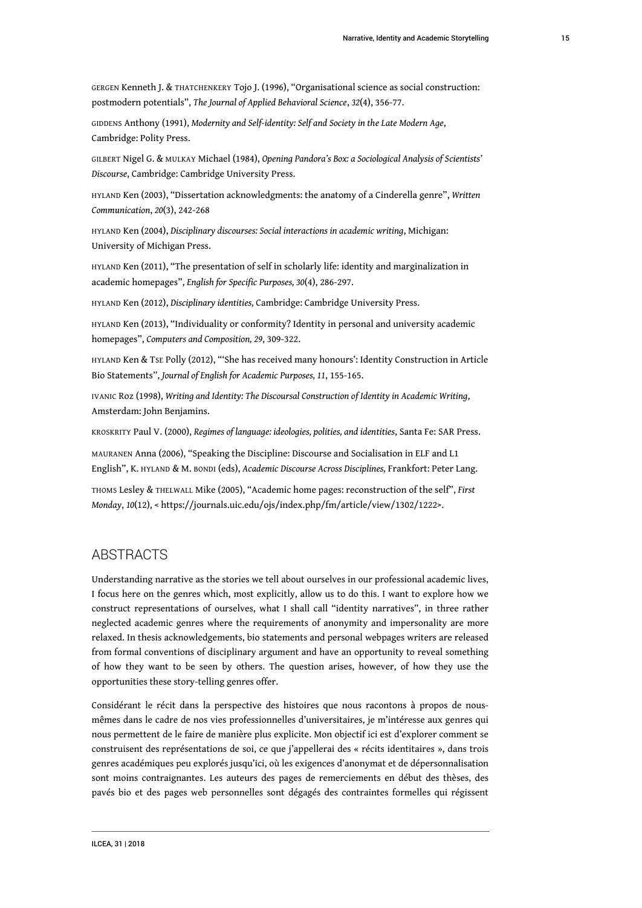GERGEN Kenneth J. & THATCHENKERY Tojo J. (1996), "Organisational science as social construction: postmodern potentials", *The Journal of Applied Behavioral Science*, *32*(4), 356-77.

GIDDENS Anthony (1991), *Modernity and Self-identity: Self and Society in the Late Modern Age*, Cambridge: Polity Press.

GILBERT Nigel G. & MULKAY Michael (1984), *Opening Pandora's Box: a Sociological Analysis of Scientists' Discourse*, Cambridge: Cambridge University Press.

HYLAND Ken (2003), "Dissertation acknowledgments: the anatomy of a Cinderella genre", *Written Communication*, *20*(3), 242-268

HYLAND Ken (2004), *Disciplinary discourses: Social interactions in academic writing*, Michigan: University of Michigan Press.

HYLAND Ken (2011), "The presentation of self in scholarly life: identity and marginalization in academic homepages", *English for Specific Purposes, 30*(4), 286-297.

HYLAND Ken (2012), *Disciplinary identities,* Cambridge: Cambridge University Press.

HYLAND Ken (2013), "Individuality or conformity? Identity in personal and university academic homepages", *Computers and Composition, 29*, 309-322.

HYLAND Ken & TSE Polly (2012), "'She has received many honours': Identity Construction in Article Bio Statements", *Journal of English for Academic Purposes, 11*, 155-165.

IVANIC Roz (1998), *Writing and Identity: The Discoursal Construction of Identity in Academic Writing*, Amsterdam: John Benjamins.

KROSKRITY Paul V. (2000), *Regimes of language: ideologies, polities, and identities*, Santa Fe: SAR Press.

MAURANEN Anna (2006), "Speaking the Discipline: Discourse and Socialisation in ELF and L1 English", K. HYLAND & M. BONDI (eds), *Academic Discourse Across Disciplines,* Frankfort: Peter Lang.

THOMS Lesley & THELWALL Mike (2005), "Academic home pages: reconstruction of the self", *First Monday*, *10*(12), < https://journals.uic.edu/ojs/index.php/fm/article/view/1302/1222>.

## ABSTRACTS

Understanding narrative as the stories we tell about ourselves in our professional academic lives, I focus here on the genres which, most explicitly, allow us to do this. I want to explore how we construct representations of ourselves, what I shall call "identity narratives", in three rather neglected academic genres where the requirements of anonymity and impersonality are more relaxed. In thesis acknowledgements, bio statements and personal webpages writers are released from formal conventions of disciplinary argument and have an opportunity to reveal something of how they want to be seen by others. The question arises, however, of how they use the opportunities these story-telling genres offer.

Considérant le récit dans la perspective des histoires que nous racontons à propos de nous-mêmes dans le cadre de nos vies professionnelles d'universitaires, je m'intéresse aux genres qui nous permettent de le faire de manière plus explicite. Mon objectif ici est d'explorer comment se construisent des représentations de soi, ce que j'appellerai des « récits identitaires », dans trois genres académiques peu explorés jusqu'ici, où les exigences d'anonymat et de dépersonnalisation sont moins contraignantes. Les auteurs des pages de remerciements en début des thèses, des pavés bio et des pages web personnelles sont dégagés des contraintes formelles qui régissent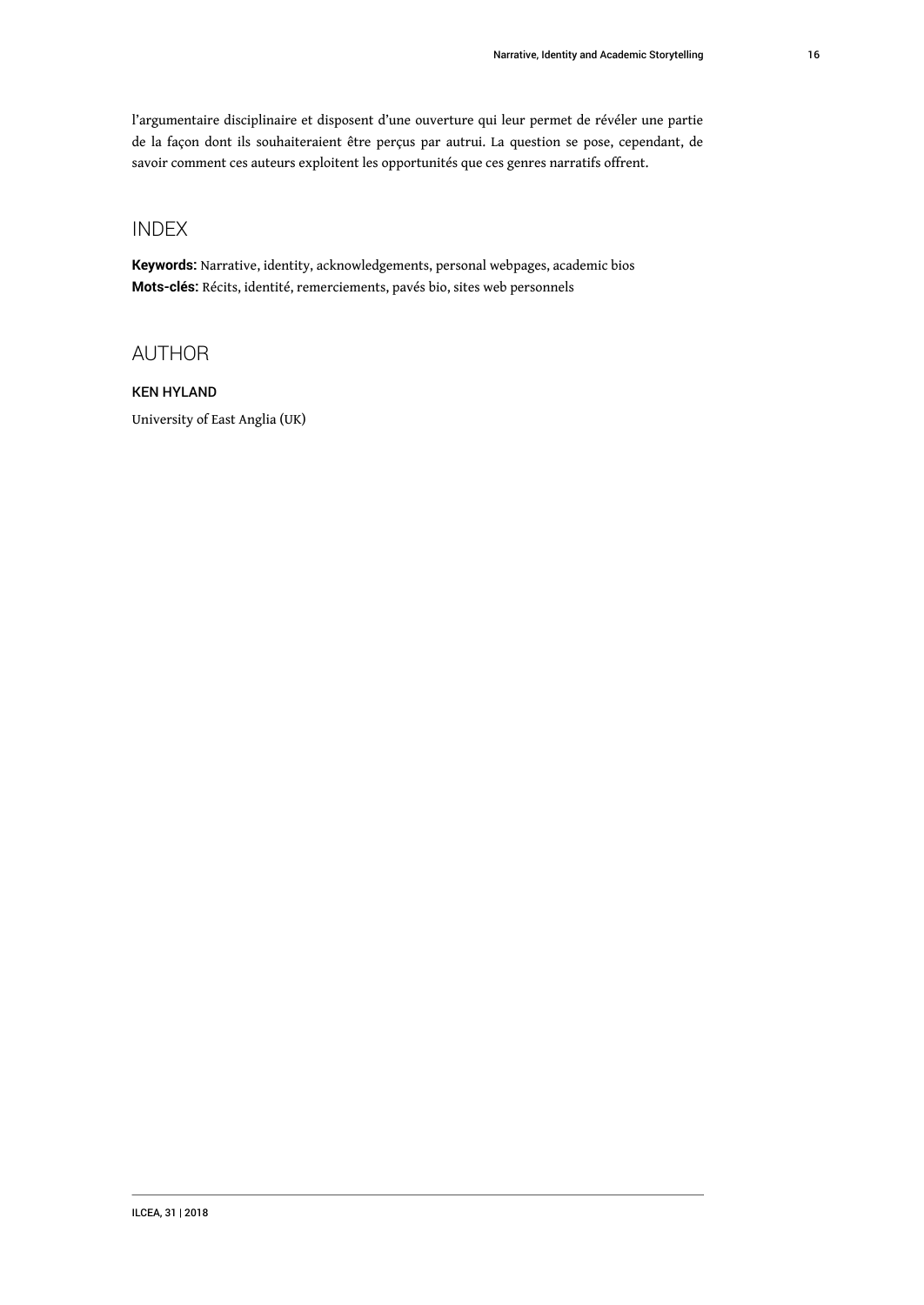l'argumentaire disciplinaire et disposent d'une ouverture qui leur permet de révéler une partie de la façon dont ils souhaiteraient être perçus par autrui. La question se pose, cependant, de savoir comment ces auteurs exploitent les opportunités que ces genres narratifs offrent.

## INDEX

**Keywords:** Narrative, identity, acknowledgements, personal webpages, academic bios
**Mots-clés:** Récits, identité, remerciements, pavés bio, sites web personnels

## AUTHOR

### KEN HYLAND

University of East Anglia (UK)